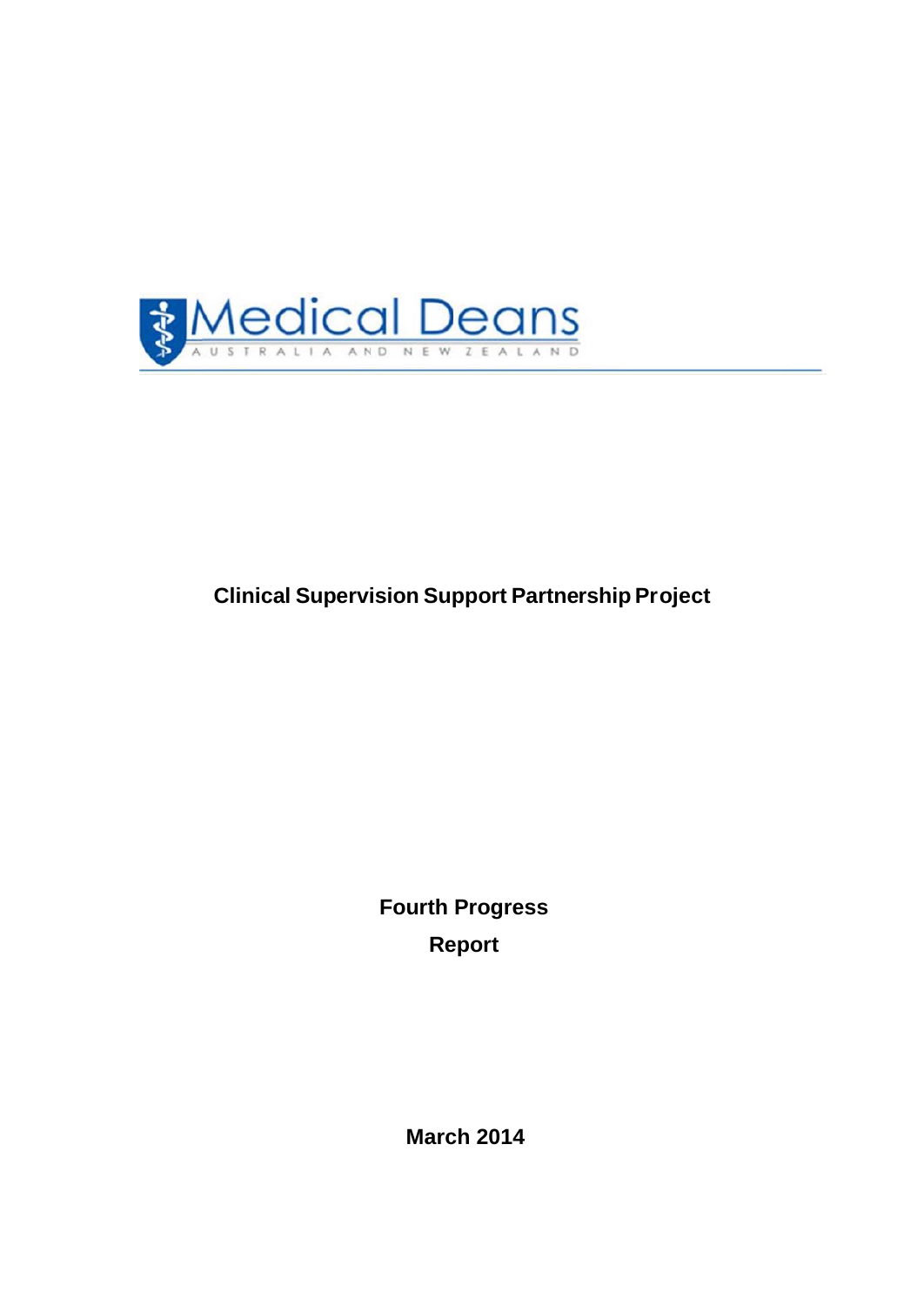Medical Deans

AUSTRALIA AND NEW ZEALAND

# Clinical Supervision Support Partnership Project

**Fourth Progress Report**

**March 2014**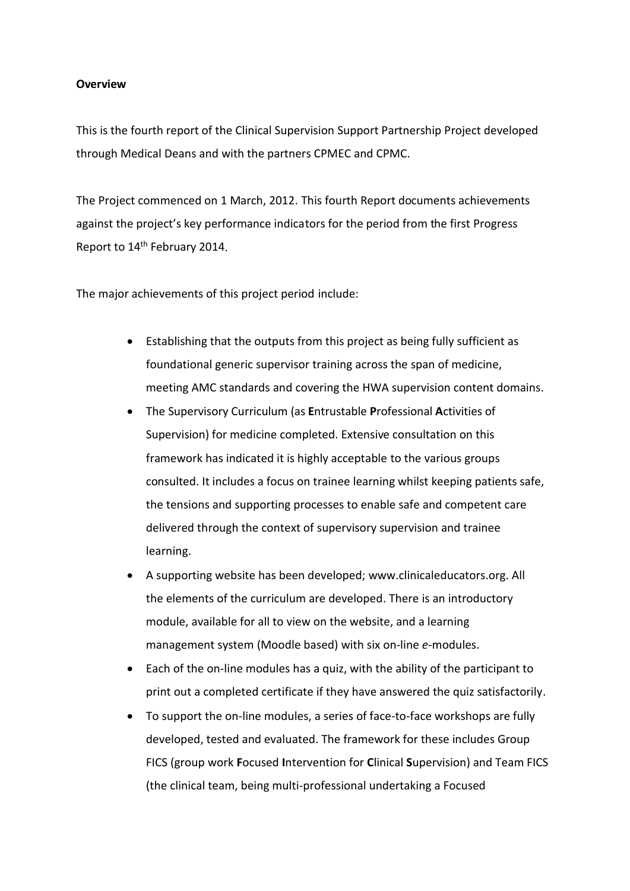**Overview**

This is the fourth report of the Clinical Supervision Support Partnership Project developed through Medical Deans and with the partners CPMEC and CPMC.

The Project commenced on 1 March, 2012. This fourth Report documents achievements against the project's key performance indicators for the period from the first Progress Report to 14th February 2014.

The major achievements of this project period include:

- Establishing that the outputs from this project as being fully sufficient as foundational generic supervisor training across the span of medicine, meeting AMC standards and covering the HWA supervision content domains.
- The Supervisory Curriculum (as **E**ntrustable **P**rofessional **A**ctivities of Supervision) for medicine completed. Extensive consultation on this framework has indicated it is highly acceptable to the various groups consulted. It includes a focus on trainee learning whilst keeping patients safe, the tensions and supporting processes to enable safe and competent care delivered through the context of supervisory supervision and trainee learning.
- A supporting website has been developed; www.clinicaleducators.org. All the elements of the curriculum are developed. There is an introductory module, available for all to view on the website, and a learning management system (Moodle based) with six on-line *e*-modules.
- Each of the on-line modules has a quiz, with the ability of the participant to print out a completed certificate if they have answered the quiz satisfactorily.
- To support the on-line modules, a series of face-to-face workshops are fully developed, tested and evaluated. The framework for these includes Group FICS (group work **F**ocused **I**ntervention for **C**linical **S**upervision) and Team FICS (the clinical team, being multi-professional undertaking a Focused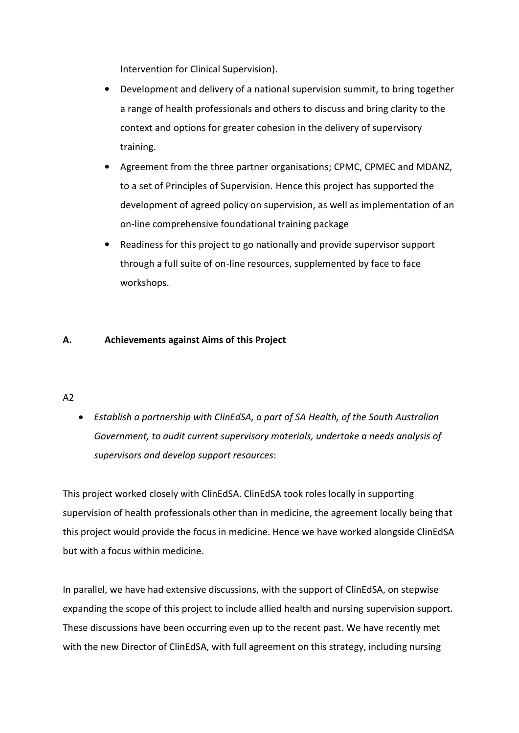Intervention for Clinical Supervision).

- Development and delivery of a national supervision summit, to bring together a range of health professionals and others to discuss and bring clarity to the context and options for greater cohesion in the delivery of supervisory training.
- Agreement from the three partner organisations; CPMC, CPMEC and MDANZ, to a set of Principles of Supervision. Hence this project has supported the development of agreed policy on supervision, as well as implementation of an on-line comprehensive foundational training package
- Readiness for this project to go nationally and provide supervisor support through a full suite of on-line resources, supplemented by face to face workshops.

## A. Achievements against Aims of this Project

A2

- *Establish a partnership with ClinEdSA, a part of SA Health, of the South Australian Government, to audit current supervisory materials, undertake a needs analysis of supervisors and develop support resources*:

This project worked closely with ClinEdSA. ClinEdSA took roles locally in supporting supervision of health professionals other than in medicine, the agreement locally being that this project would provide the focus in medicine. Hence we have worked alongside ClinEdSA but with a focus within medicine.

In parallel, we have had extensive discussions, with the support of ClinEdSA, on stepwise expanding the scope of this project to include allied health and nursing supervision support. These discussions have been occurring even up to the recent past. We have recently met with the new Director of ClinEdSA, with full agreement on this strategy, including nursing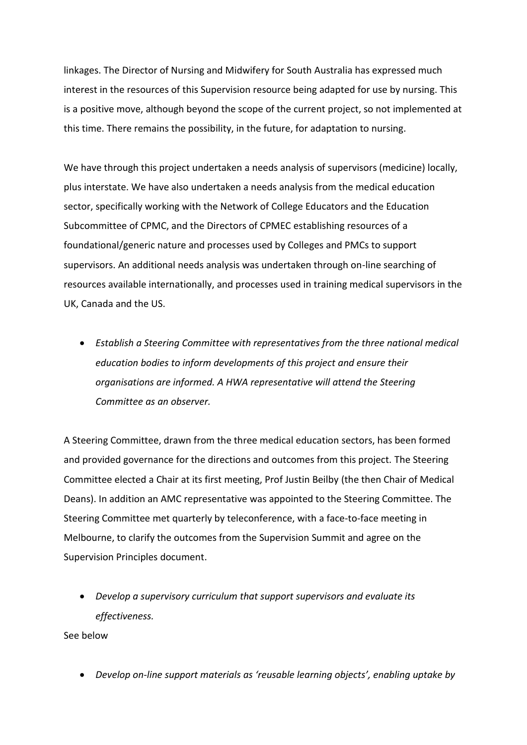linkages. The Director of Nursing and Midwifery for South Australia has expressed much interest in the resources of this Supervision resource being adapted for use by nursing. This is a positive move, although beyond the scope of the current project, so not implemented at this time. There remains the possibility, in the future, for adaptation to nursing.

We have through this project undertaken a needs analysis of supervisors (medicine) locally, plus interstate. We have also undertaken a needs analysis from the medical education sector, specifically working with the Network of College Educators and the Education Subcommittee of CPMC, and the Directors of CPMEC establishing resources of a foundational/generic nature and processes used by Colleges and PMCs to support supervisors. An additional needs analysis was undertaken through on-line searching of resources available internationally, and processes used in training medical supervisors in the UK, Canada and the US.

- *Establish a Steering Committee with representatives from the three national medical education bodies to inform developments of this project and ensure their organisations are informed. A HWA representative will attend the Steering Committee as an observer.*

A Steering Committee, drawn from the three medical education sectors, has been formed and provided governance for the directions and outcomes from this project. The Steering Committee elected a Chair at its first meeting, Prof Justin Beilby (the then Chair of Medical Deans). In addition an AMC representative was appointed to the Steering Committee. The Steering Committee met quarterly by teleconference, with a face-to-face meeting in Melbourne, to clarify the outcomes from the Supervision Summit and agree on the Supervision Principles document.

- *Develop a supervisory curriculum that support supervisors and evaluate its effectiveness.*

See below

- *Develop on-line support materials as 'reusable learning objects', enabling uptake by*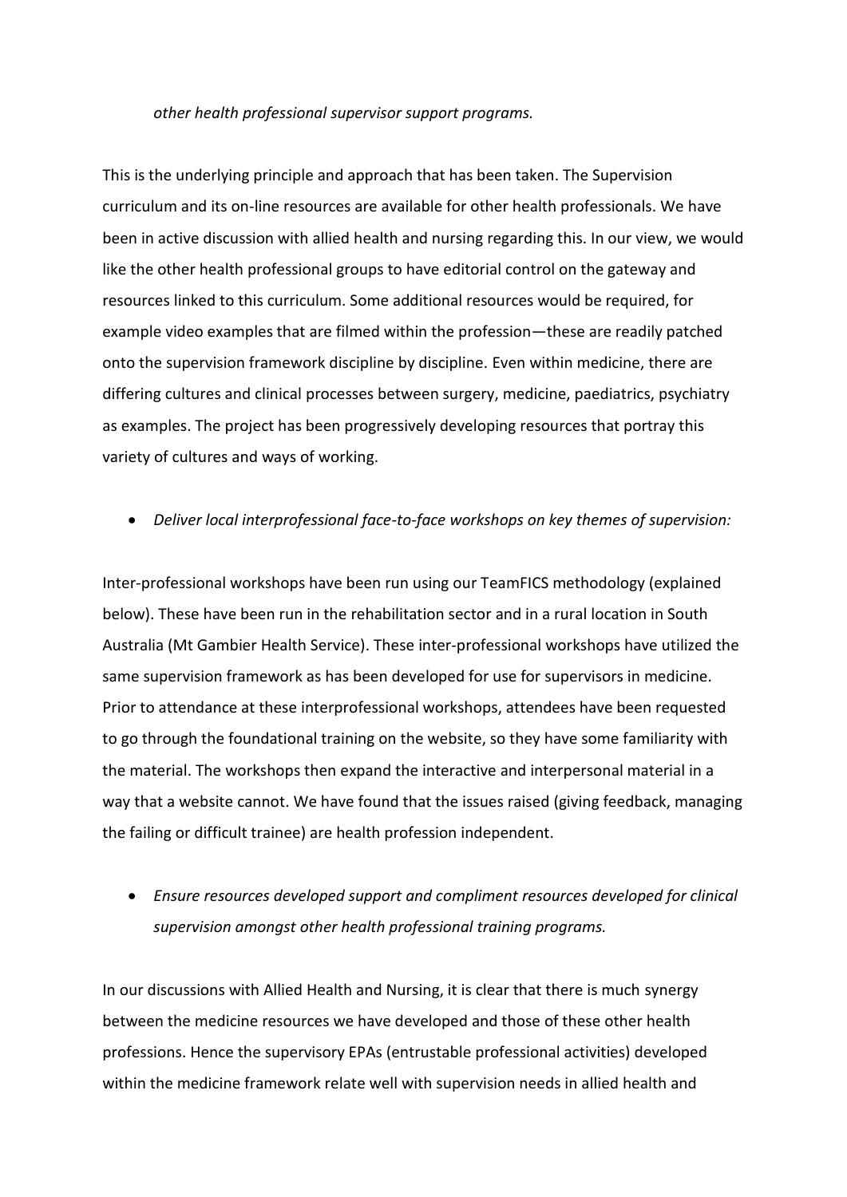*other health professional supervisor support programs.*

This is the underlying principle and approach that has been taken. The Supervision curriculum and its on-line resources are available for other health professionals. We have been in active discussion with allied health and nursing regarding this. In our view, we would like the other health professional groups to have editorial control on the gateway and resources linked to this curriculum. Some additional resources would be required, for example video examples that are filmed within the profession—these are readily patched onto the supervision framework discipline by discipline. Even within medicine, there are differing cultures and clinical processes between surgery, medicine, paediatrics, psychiatry as examples. The project has been progressively developing resources that portray this variety of cultures and ways of working.

- *Deliver local interprofessional face-to-face workshops on key themes of supervision:*

Inter-professional workshops have been run using our TeamFICS methodology (explained below). These have been run in the rehabilitation sector and in a rural location in South Australia (Mt Gambier Health Service). These inter-professional workshops have utilized the same supervision framework as has been developed for use for supervisors in medicine. Prior to attendance at these interprofessional workshops, attendees have been requested to go through the foundational training on the website, so they have some familiarity with the material. The workshops then expand the interactive and interpersonal material in a way that a website cannot. We have found that the issues raised (giving feedback, managing the failing or difficult trainee) are health profession independent.

- *Ensure resources developed support and compliment resources developed for clinical supervision amongst other health professional training programs.*

In our discussions with Allied Health and Nursing, it is clear that there is much synergy between the medicine resources we have developed and those of these other health professions. Hence the supervisory EPAs (entrustable professional activities) developed within the medicine framework relate well with supervision needs in allied health and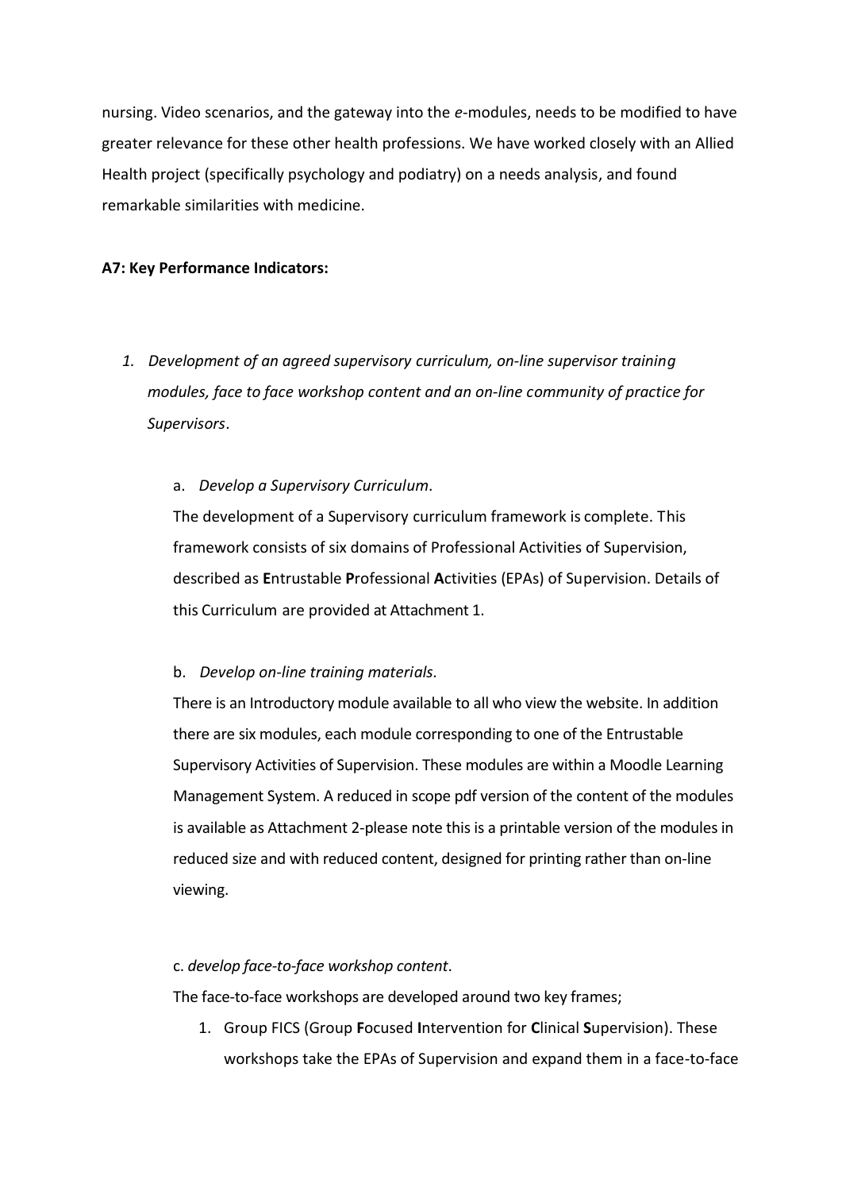nursing. Video scenarios, and the gateway into the *e*-modules, needs to be modified to have greater relevance for these other health professions. We have worked closely with an Allied Health project (specifically psychology and podiatry) on a needs analysis, and found remarkable similarities with medicine.

**A7: Key Performance Indicators:**

1. *Development of an agreed supervisory curriculum, on-line supervisor training modules, face to face workshop content and an on-line community of practice for Supervisors.*

   a. *Develop a Supervisory Curriculum.*

   The development of a Supervisory curriculum framework is complete. This framework consists of six domains of Professional Activities of Supervision, described as **E**ntrustable **P**rofessional **A**ctivities (EPAs) of Supervision. Details of this Curriculum are provided at Attachment 1.

   b. *Develop on-line training materials.*

   There is an Introductory module available to all who view the website. In addition there are six modules, each module corresponding to one of the Entrustable Supervisory Activities of Supervision. These modules are within a Moodle Learning Management System. A reduced in scope pdf version of the content of the modules is available as Attachment 2-please note this is a printable version of the modules in reduced size and with reduced content, designed for printing rather than on-line viewing.

   c. *develop face-to-face workshop content.*

   The face-to-face workshops are developed around two key frames;

   1. Group FICS (Group **F**ocused **I**ntervention for **C**linical **S**upervision). These workshops take the EPAs of Supervision and expand them in a face-to-face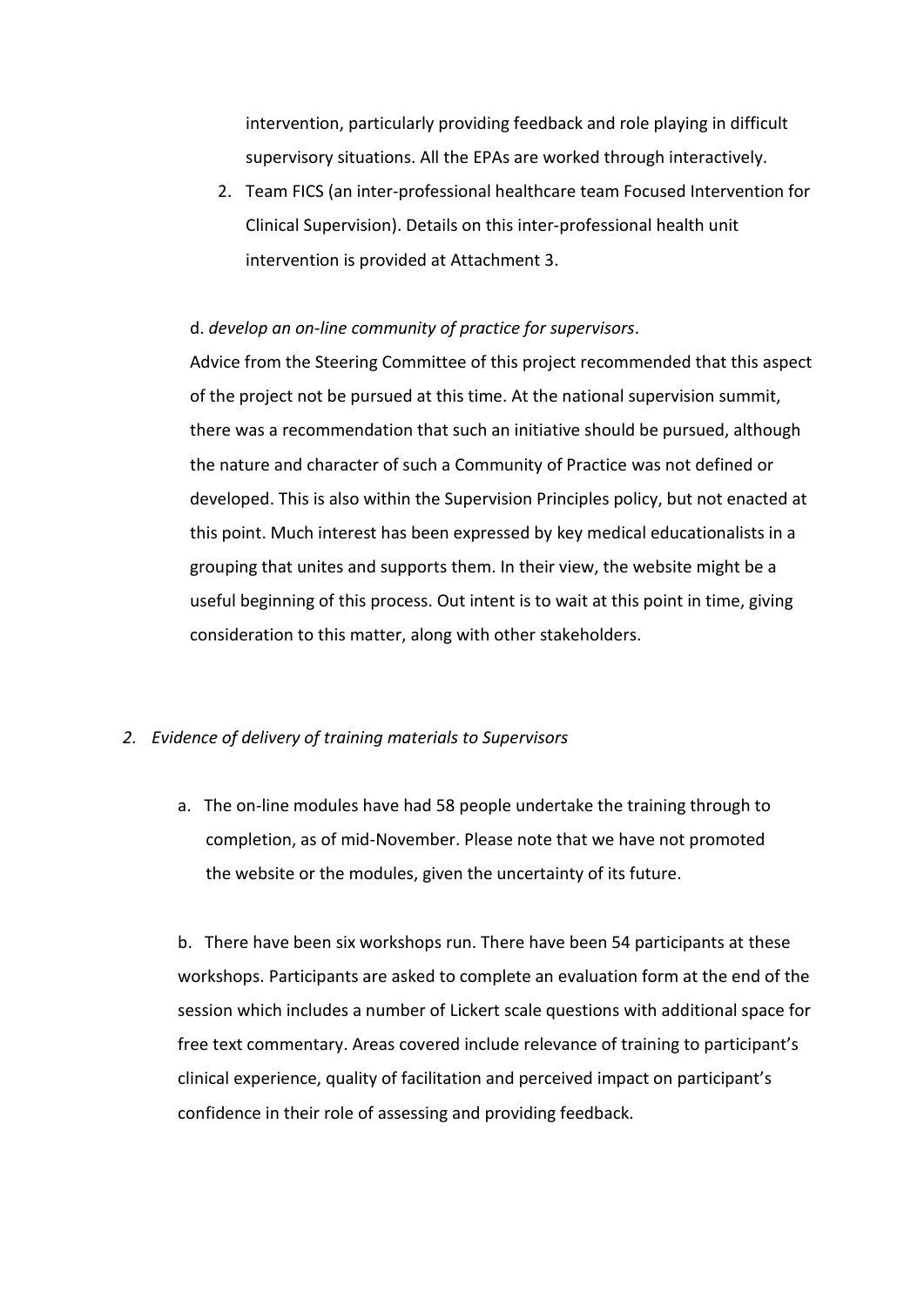intervention, particularly providing feedback and role playing in difficult supervisory situations. All the EPAs are worked through interactively.

2. Team FICS (an inter-professional healthcare team Focused Intervention for Clinical Supervision). Details on this inter-professional health unit intervention is provided at Attachment 3.

d. *develop an on-line community of practice for supervisors*.

Advice from the Steering Committee of this project recommended that this aspect of the project not be pursued at this time. At the national supervision summit, there was a recommendation that such an initiative should be pursued, although the nature and character of such a Community of Practice was not defined or developed. This is also within the Supervision Principles policy, but not enacted at this point. Much interest has been expressed by key medical educationalists in a grouping that unites and supports them. In their view, the website might be a useful beginning of this process. Out intent is to wait at this point in time, giving consideration to this matter, along with other stakeholders.

2. *Evidence of delivery of training materials to Supervisors*

a. The on-line modules have had 58 people undertake the training through to completion, as of mid-November. Please note that we have not promoted the website or the modules, given the uncertainty of its future.

b. There have been six workshops run. There have been 54 participants at these workshops. Participants are asked to complete an evaluation form at the end of the session which includes a number of Lickert scale questions with additional space for free text commentary. Areas covered include relevance of training to participant's clinical experience, quality of facilitation and perceived impact on participant's confidence in their role of assessing and providing feedback.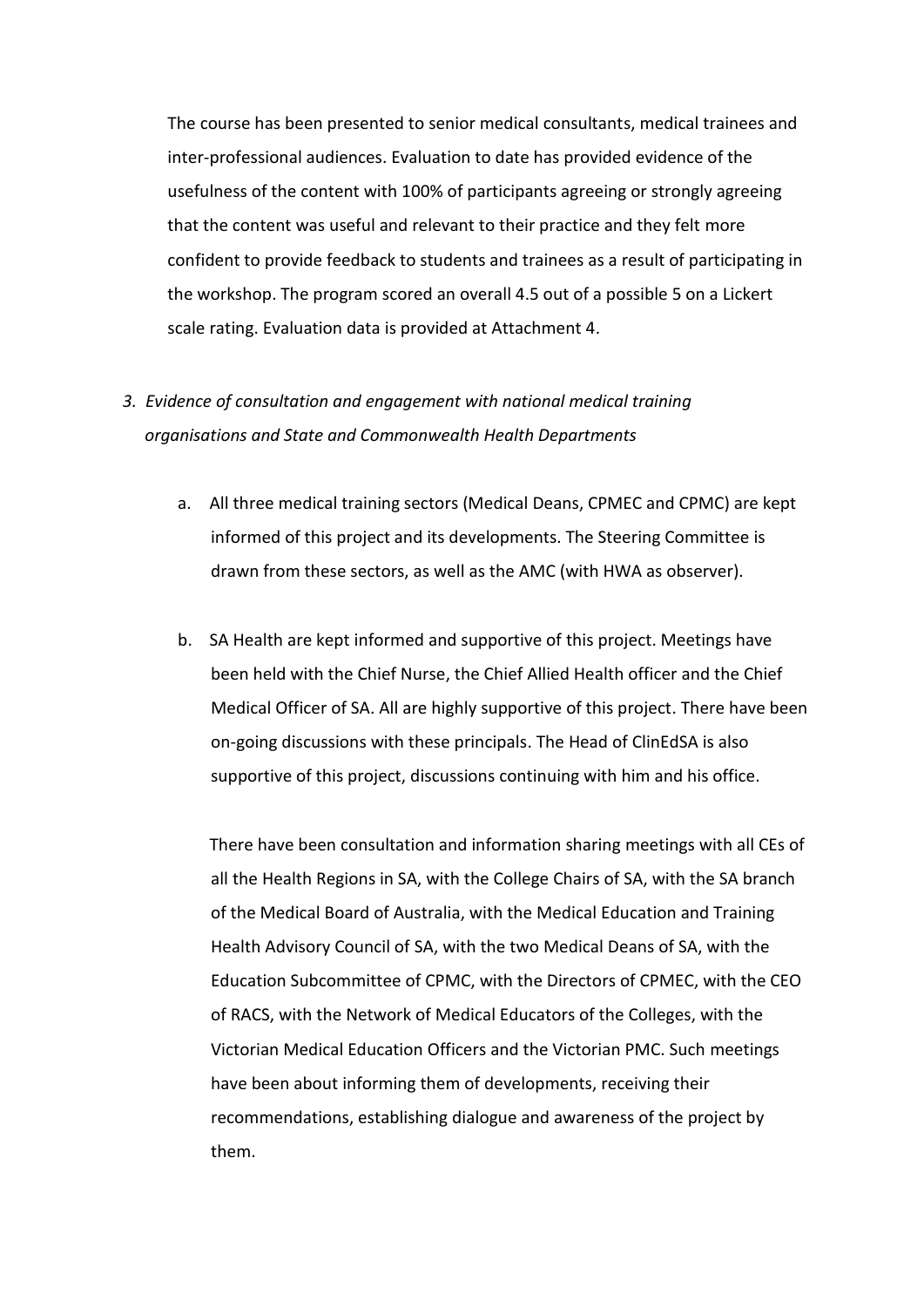The course has been presented to senior medical consultants, medical trainees and inter-professional audiences. Evaluation to date has provided evidence of the usefulness of the content with 100% of participants agreeing or strongly agreeing that the content was useful and relevant to their practice and they felt more confident to provide feedback to students and trainees as a result of participating in the workshop. The program scored an overall 4.5 out of a possible 5 on a Lickert scale rating. Evaluation data is provided at Attachment 4.

3. *Evidence of consultation and engagement with national medical training organisations and State and Commonwealth Health Departments*

   a. All three medical training sectors (Medical Deans, CPMEC and CPMC) are kept informed of this project and its developments. The Steering Committee is drawn from these sectors, as well as the AMC (with HWA as observer).

   b. SA Health are kept informed and supportive of this project. Meetings have been held with the Chief Nurse, the Chief Allied Health officer and the Chief Medical Officer of SA. All are highly supportive of this project. There have been on-going discussions with these principals. The Head of ClinEdSA is also supportive of this project, discussions continuing with him and his office.

      There have been consultation and information sharing meetings with all CEs of all the Health Regions in SA, with the College Chairs of SA, with the SA branch of the Medical Board of Australia, with the Medical Education and Training Health Advisory Council of SA, with the two Medical Deans of SA, with the Education Subcommittee of CPMC, with the Directors of CPMEC, with the CEO of RACS, with the Network of Medical Educators of the Colleges, with the Victorian Medical Education Officers and the Victorian PMC. Such meetings have been about informing them of developments, receiving their recommendations, establishing dialogue and awareness of the project by them.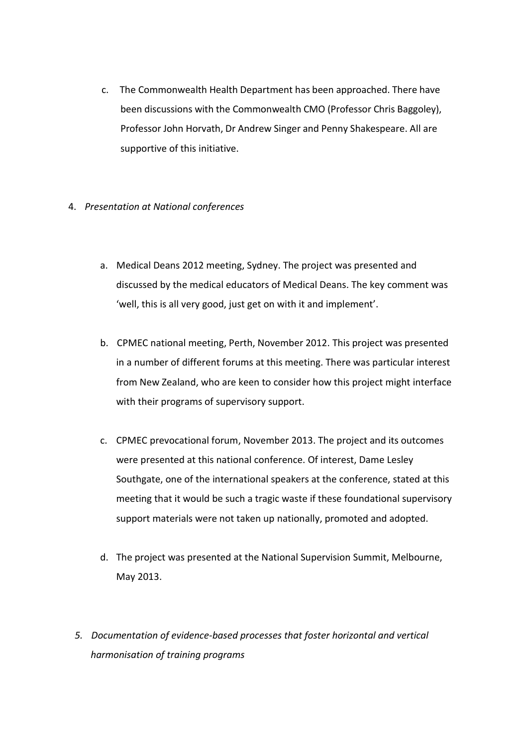c. The Commonwealth Health Department has been approached. There have been discussions with the Commonwealth CMO (Professor Chris Baggoley), Professor John Horvath, Dr Andrew Singer and Penny Shakespeare. All are supportive of this initiative.

4. *Presentation at National conferences*

    a. Medical Deans 2012 meeting, Sydney. The project was presented and discussed by the medical educators of Medical Deans. The key comment was 'well, this is all very good, just get on with it and implement'.

    b. CPMEC national meeting, Perth, November 2012. This project was presented in a number of different forums at this meeting. There was particular interest from New Zealand, who are keen to consider how this project might interface with their programs of supervisory support.

    c. CPMEC prevocational forum, November 2013. The project and its outcomes were presented at this national conference. Of interest, Dame Lesley Southgate, one of the international speakers at the conference, stated at this meeting that it would be such a tragic waste if these foundational supervisory support materials were not taken up nationally, promoted and adopted.

    d. The project was presented at the National Supervision Summit, Melbourne, May 2013.

5. *Documentation of evidence-based processes that foster horizontal and vertical harmonisation of training programs*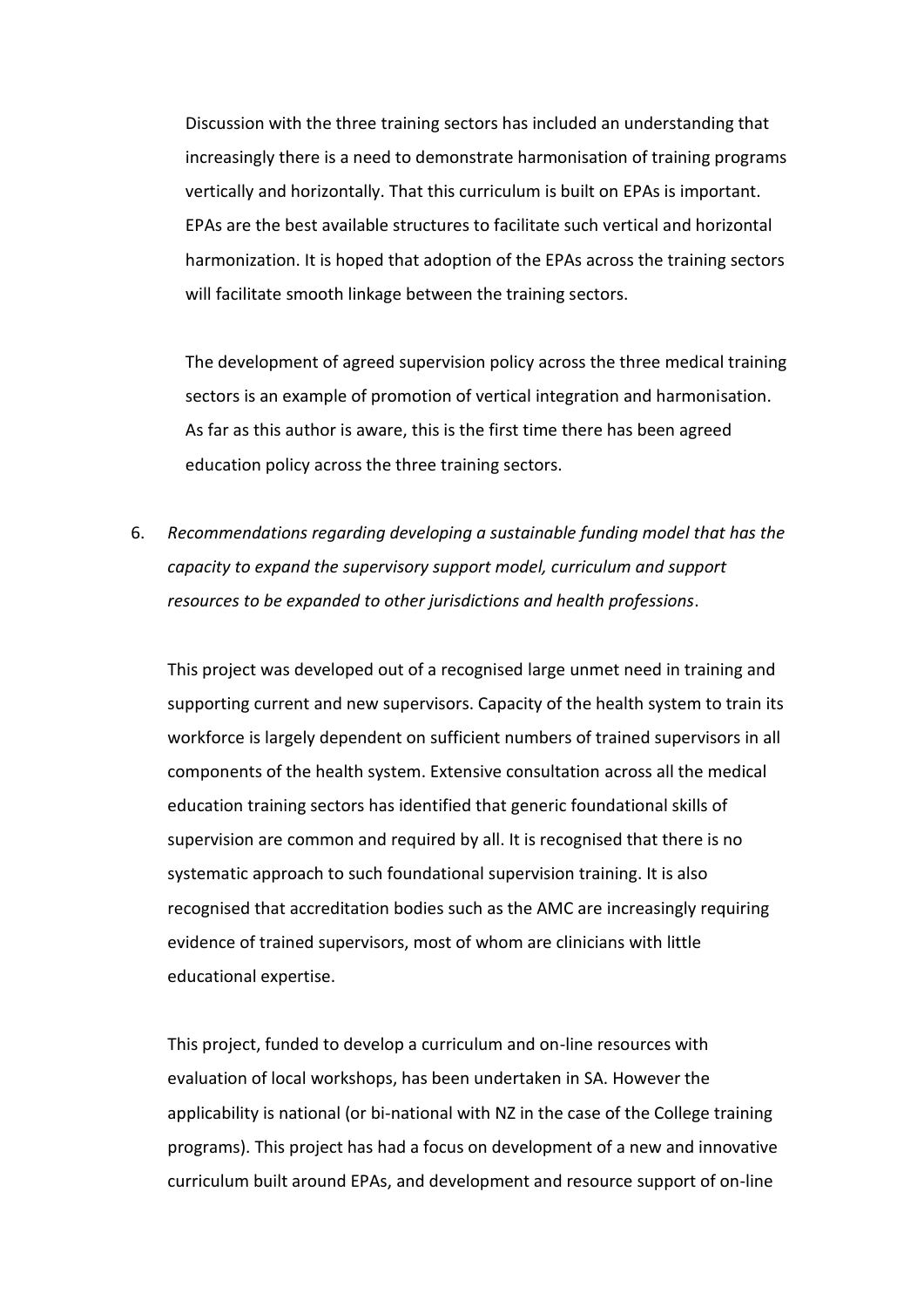Discussion with the three training sectors has included an understanding that increasingly there is a need to demonstrate harmonisation of training programs vertically and horizontally. That this curriculum is built on EPAs is important. EPAs are the best available structures to facilitate such vertical and horizontal harmonization. It is hoped that adoption of the EPAs across the training sectors will facilitate smooth linkage between the training sectors.

The development of agreed supervision policy across the three medical training sectors is an example of promotion of vertical integration and harmonisation. As far as this author is aware, this is the first time there has been agreed education policy across the three training sectors.

6. *Recommendations regarding developing a sustainable funding model that has the capacity to expand the supervisory support model, curriculum and support resources to be expanded to other jurisdictions and health professions*.

This project was developed out of a recognised large unmet need in training and supporting current and new supervisors. Capacity of the health system to train its workforce is largely dependent on sufficient numbers of trained supervisors in all components of the health system. Extensive consultation across all the medical education training sectors has identified that generic foundational skills of supervision are common and required by all. It is recognised that there is no systematic approach to such foundational supervision training. It is also recognised that accreditation bodies such as the AMC are increasingly requiring evidence of trained supervisors, most of whom are clinicians with little educational expertise.

This project, funded to develop a curriculum and on-line resources with evaluation of local workshops, has been undertaken in SA. However the applicability is national (or bi-national with NZ in the case of the College training programs). This project has had a focus on development of a new and innovative curriculum built around EPAs, and development and resource support of on-line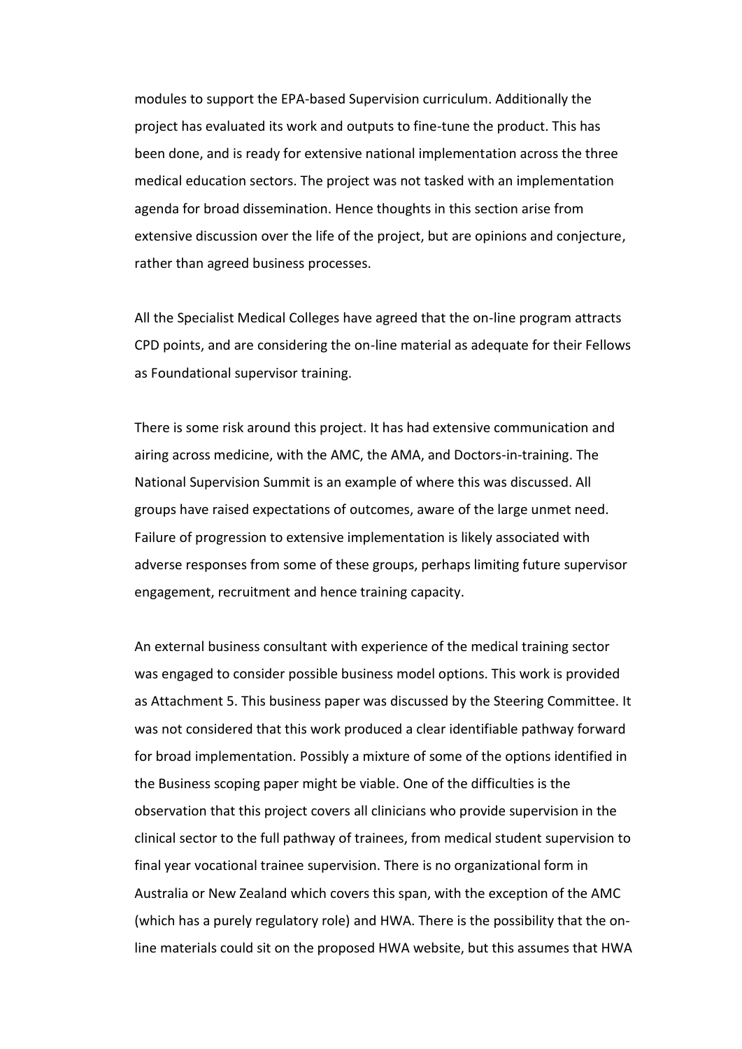modules to support the EPA-based Supervision curriculum. Additionally the project has evaluated its work and outputs to fine-tune the product. This has been done, and is ready for extensive national implementation across the three medical education sectors. The project was not tasked with an implementation agenda for broad dissemination. Hence thoughts in this section arise from extensive discussion over the life of the project, but are opinions and conjecture, rather than agreed business processes.

All the Specialist Medical Colleges have agreed that the on-line program attracts CPD points, and are considering the on-line material as adequate for their Fellows as Foundational supervisor training.

There is some risk around this project. It has had extensive communication and airing across medicine, with the AMC, the AMA, and Doctors-in-training. The National Supervision Summit is an example of where this was discussed. All groups have raised expectations of outcomes, aware of the large unmet need. Failure of progression to extensive implementation is likely associated with adverse responses from some of these groups, perhaps limiting future supervisor engagement, recruitment and hence training capacity.

An external business consultant with experience of the medical training sector was engaged to consider possible business model options. This work is provided as Attachment 5. This business paper was discussed by the Steering Committee. It was not considered that this work produced a clear identifiable pathway forward for broad implementation. Possibly a mixture of some of the options identified in the Business scoping paper might be viable. One of the difficulties is the observation that this project covers all clinicians who provide supervision in the clinical sector to the full pathway of trainees, from medical student supervision to final year vocational trainee supervision. There is no organizational form in Australia or New Zealand which covers this span, with the exception of the AMC (which has a purely regulatory role) and HWA. There is the possibility that the on-line materials could sit on the proposed HWA website, but this assumes that HWA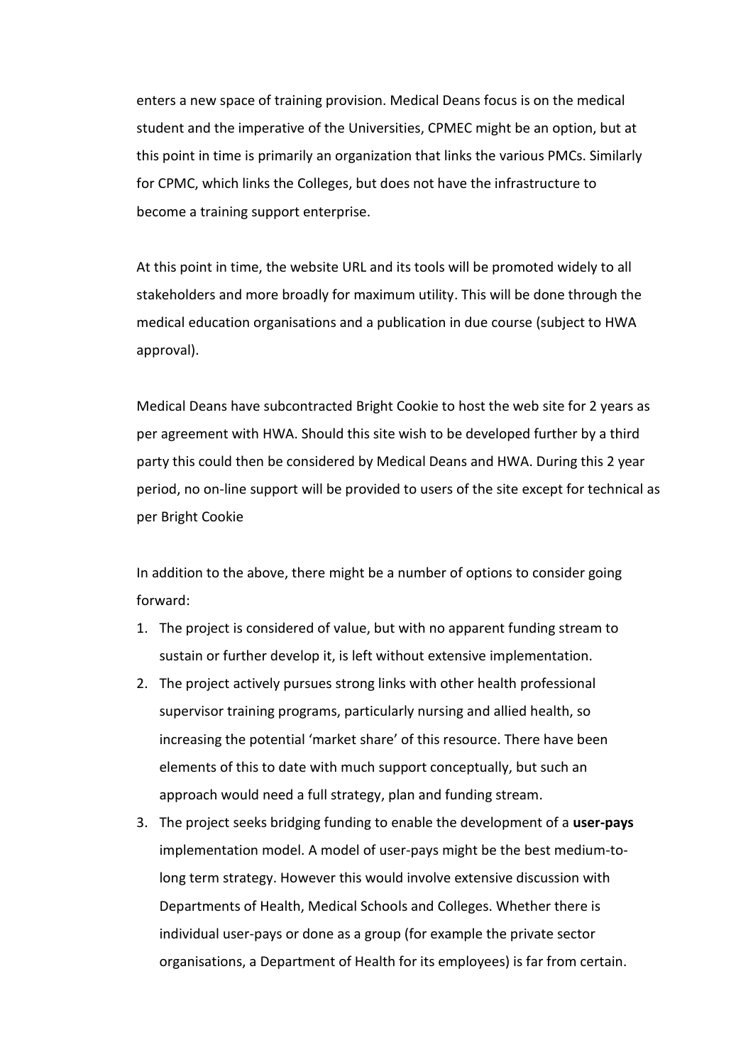enters a new space of training provision. Medical Deans focus is on the medical student and the imperative of the Universities, CPMEC might be an option, but at this point in time is primarily an organization that links the various PMCs. Similarly for CPMC, which links the Colleges, but does not have the infrastructure to become a training support enterprise.

At this point in time, the website URL and its tools will be promoted widely to all stakeholders and more broadly for maximum utility. This will be done through the medical education organisations and a publication in due course (subject to HWA approval).

Medical Deans have subcontracted Bright Cookie to host the web site for 2 years as per agreement with HWA. Should this site wish to be developed further by a third party this could then be considered by Medical Deans and HWA. During this 2 year period, no on-line support will be provided to users of the site except for technical as per Bright Cookie

In addition to the above, there might be a number of options to consider going forward:

1. The project is considered of value, but with no apparent funding stream to sustain or further develop it, is left without extensive implementation.
2. The project actively pursues strong links with other health professional supervisor training programs, particularly nursing and allied health, so increasing the potential 'market share' of this resource. There have been elements of this to date with much support conceptually, but such an approach would need a full strategy, plan and funding stream.
3. The project seeks bridging funding to enable the development of a **user-pays** implementation model. A model of user-pays might be the best medium-to-long term strategy. However this would involve extensive discussion with Departments of Health, Medical Schools and Colleges. Whether there is individual user-pays or done as a group (for example the private sector organisations, a Department of Health for its employees) is far from certain.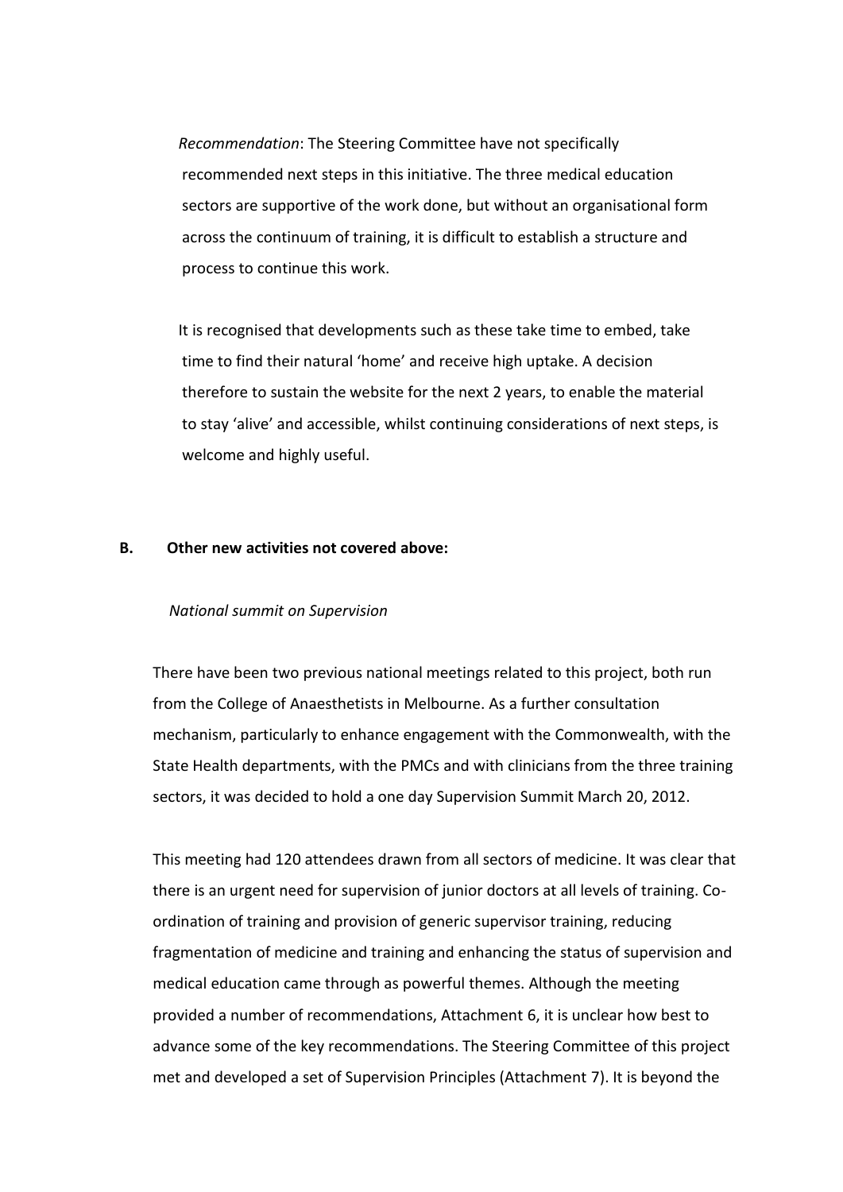*Recommendation*: The Steering Committee have not specifically recommended next steps in this initiative. The three medical education sectors are supportive of the work done, but without an organisational form across the continuum of training, it is difficult to establish a structure and process to continue this work.

It is recognised that developments such as these take time to embed, take time to find their natural 'home' and receive high uptake. A decision therefore to sustain the website for the next 2 years, to enable the material to stay 'alive' and accessible, whilst continuing considerations of next steps, is welcome and highly useful.

**B. Other new activities not covered above:**

*National summit on Supervision*

There have been two previous national meetings related to this project, both run from the College of Anaesthetists in Melbourne. As a further consultation mechanism, particularly to enhance engagement with the Commonwealth, with the State Health departments, with the PMCs and with clinicians from the three training sectors, it was decided to hold a one day Supervision Summit March 20, 2012.

This meeting had 120 attendees drawn from all sectors of medicine. It was clear that there is an urgent need for supervision of junior doctors at all levels of training. Co-ordination of training and provision of generic supervisor training, reducing fragmentation of medicine and training and enhancing the status of supervision and medical education came through as powerful themes. Although the meeting provided a number of recommendations, Attachment 6, it is unclear how best to advance some of the key recommendations. The Steering Committee of this project met and developed a set of Supervision Principles (Attachment 7). It is beyond the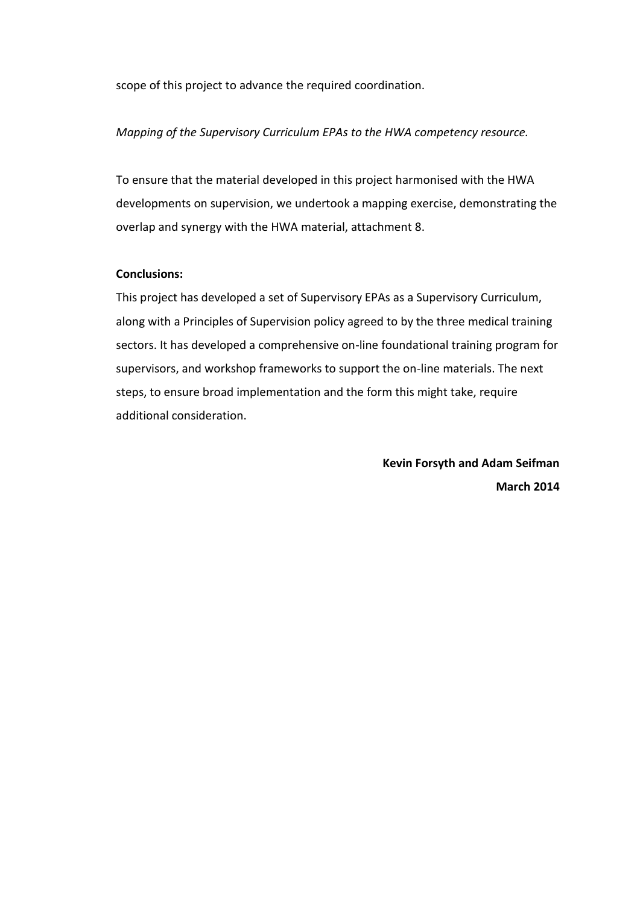scope of this project to advance the required coordination.

*Mapping of the Supervisory Curriculum EPAs to the HWA competency resource.*

To ensure that the material developed in this project harmonised with the HWA developments on supervision, we undertook a mapping exercise, demonstrating the overlap and synergy with the HWA material, attachment 8.

**Conclusions:**

This project has developed a set of Supervisory EPAs as a Supervisory Curriculum, along with a Principles of Supervision policy agreed to by the three medical training sectors. It has developed a comprehensive on-line foundational training program for supervisors, and workshop frameworks to support the on-line materials. The next steps, to ensure broad implementation and the form this might take, require additional consideration.

**Kevin Forsyth and Adam Seifman**

**March 2014**